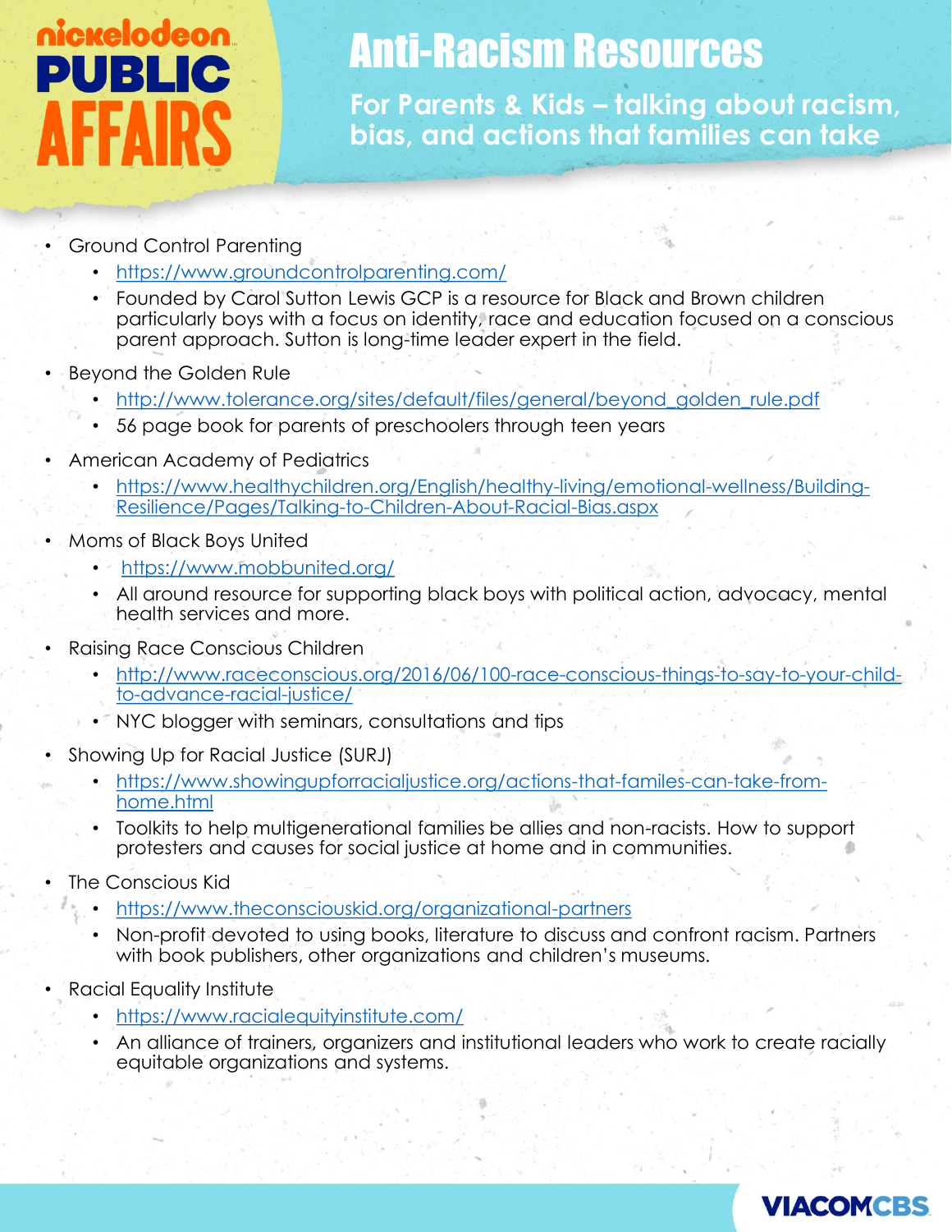nickelodeon PUBLIC AFFAIRS

# Anti-Racism Resources

## For Parents & Kids – talking about racism, bias, and actions that families can take

- Ground Control Parenting
  - https://www.groundcontrolparenting.com/
  - Founded by Carol Sutton Lewis GCP is a resource for Black and Brown children particularly boys with a focus on identity, race and education focused on a conscious parent approach. Sutton is long-time leader expert in the field.
- Beyond the Golden Rule
  - http://www.tolerance.org/sites/default/files/general/beyond_golden_rule.pdf
  - 56 page book for parents of preschoolers through teen years
- American Academy of Pediatrics
  - https://www.healthychildren.org/English/healthy-living/emotional-wellness/Building-Resilience/Pages/Talking-to-Children-About-Racial-Bias.aspx
- Moms of Black Boys United
  - https://www.mobbunited.org/
  - All around resource for supporting black boys with political action, advocacy, mental health services and more.
- Raising Race Conscious Children
  - http://www.raceconscious.org/2016/06/100-race-conscious-things-to-say-to-your-child-to-advance-racial-justice/
  - NYC blogger with seminars, consultations and tips
- Showing Up for Racial Justice (SURJ)
  - https://www.showingupforracialjustice.org/actions-that-familes-can-take-from-home.html
  - Toolkits to help multigenerational families be allies and non-racists. How to support protesters and causes for social justice at home and in communities.
- The Conscious Kid
  - https://www.theconsciouskid.org/organizational-partners
  - Non-profit devoted to using books, literature to discuss and confront racism. Partners with book publishers, other organizations and children's museums.
- Racial Equality Institute
  - https://www.racialequityinstitute.com/
  - An alliance of trainers, organizers and institutional leaders who work to create racially equitable organizations and systems.

VIACOMCBS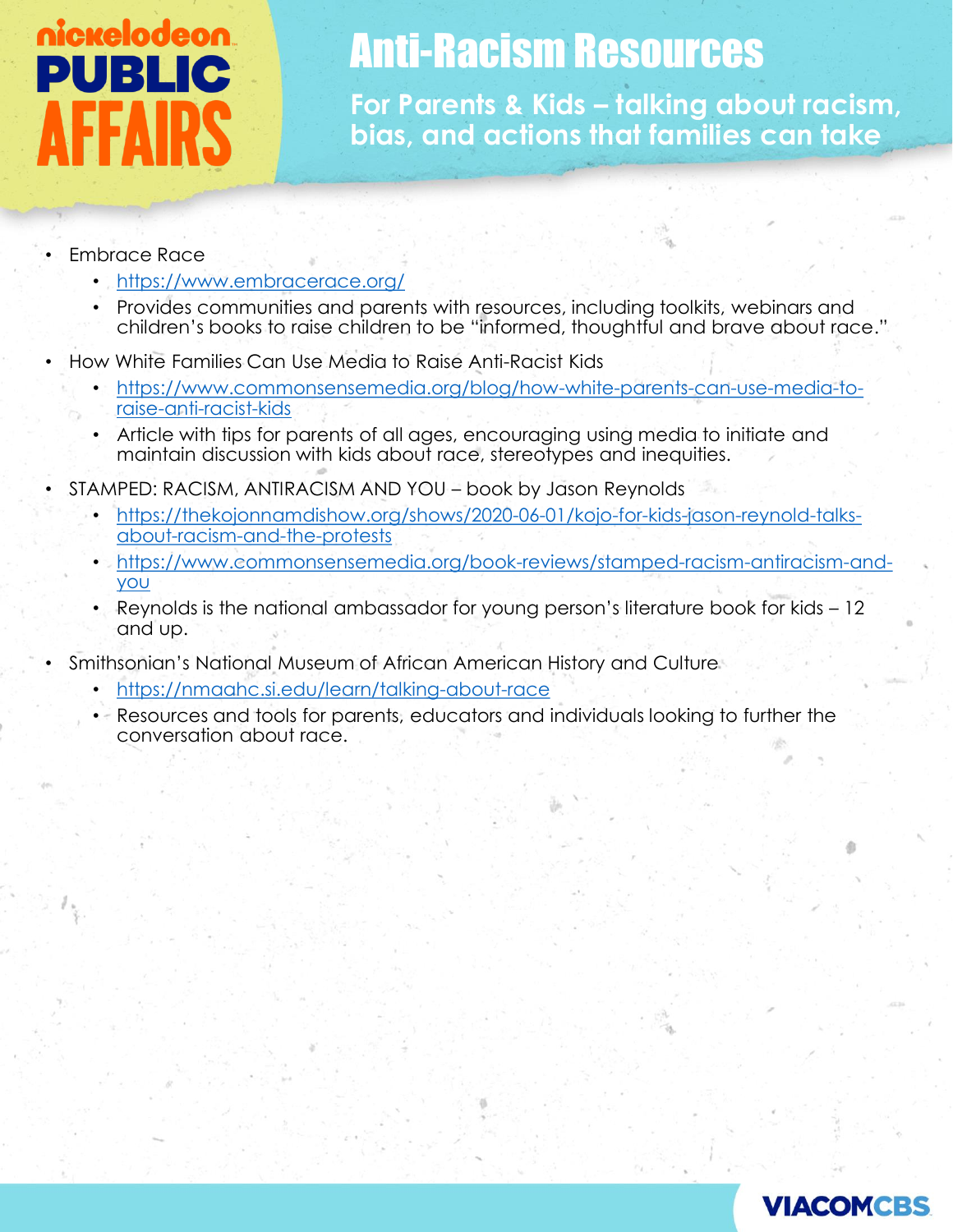nickelodeon PUBLIC AFFAIRS

# Anti-Racism Resources

## For Parents & Kids – talking about racism, bias, and actions that families can take

- Embrace Race
  - https://www.embracerace.org/
  - Provides communities and parents with resources, including toolkits, webinars and children's books to raise children to be "informed, thoughtful and brave about race."
- How White Families Can Use Media to Raise Anti-Racist Kids
  - https://www.commonsensemedia.org/blog/how-white-parents-can-use-media-to-raise-anti-racist-kids
  - Article with tips for parents of all ages, encouraging using media to initiate and maintain discussion with kids about race, stereotypes and inequities.
- STAMPED: RACISM, ANTIRACISM AND YOU – book by Jason Reynolds
  - https://thekojonnamdishow.org/shows/2020-06-01/kojo-for-kids-jason-reynold-talks-about-racism-and-the-protests
  - https://www.commonsensemedia.org/book-reviews/stamped-racism-antiracism-and-you
  - Reynolds is the national ambassador for young person's literature book for kids – 12 and up.
- Smithsonian's National Museum of African American History and Culture
  - https://nmaahc.si.edu/learn/talking-about-race
  - Resources and tools for parents, educators and individuals looking to further the conversation about race.

VIACOMCBS